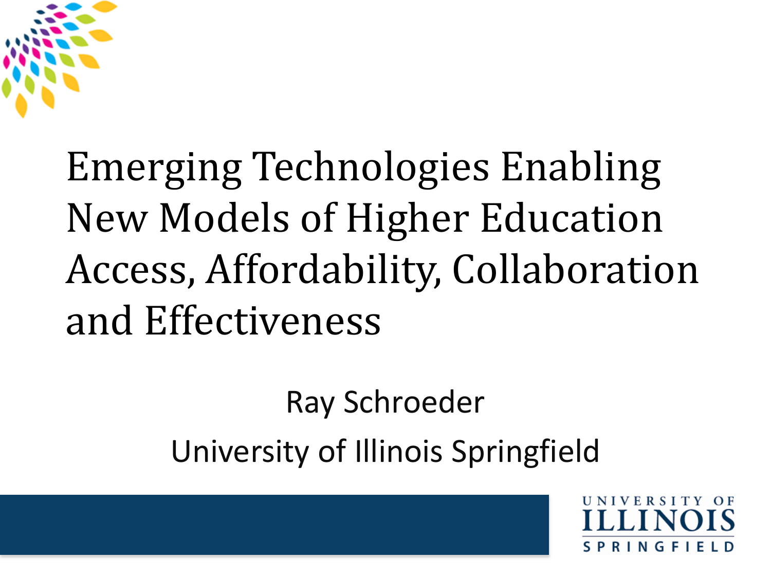# Emerging Technologies Enabling New Models of Higher Education Access, Affordability, Collaboration and Effectiveness

Ray Schroeder

University of Illinois Springfield

UNIVERSITY OF ILLINOIS SPRINGFIELD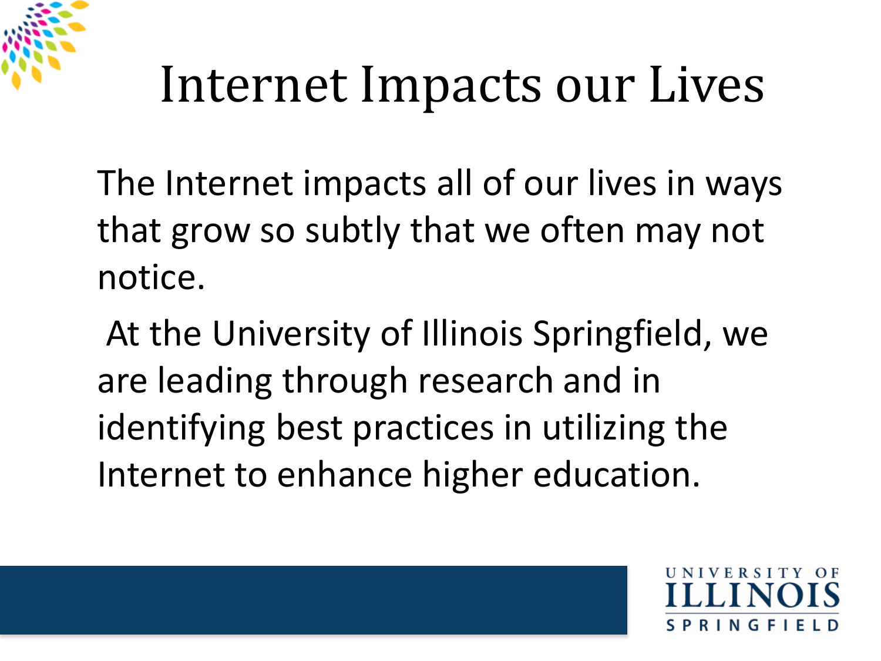# Internet Impacts our Lives

The Internet impacts all of our lives in ways that grow so subtly that we often may not notice.

At the University of Illinois Springfield, we are leading through research and in identifying best practices in utilizing the Internet to enhance higher education.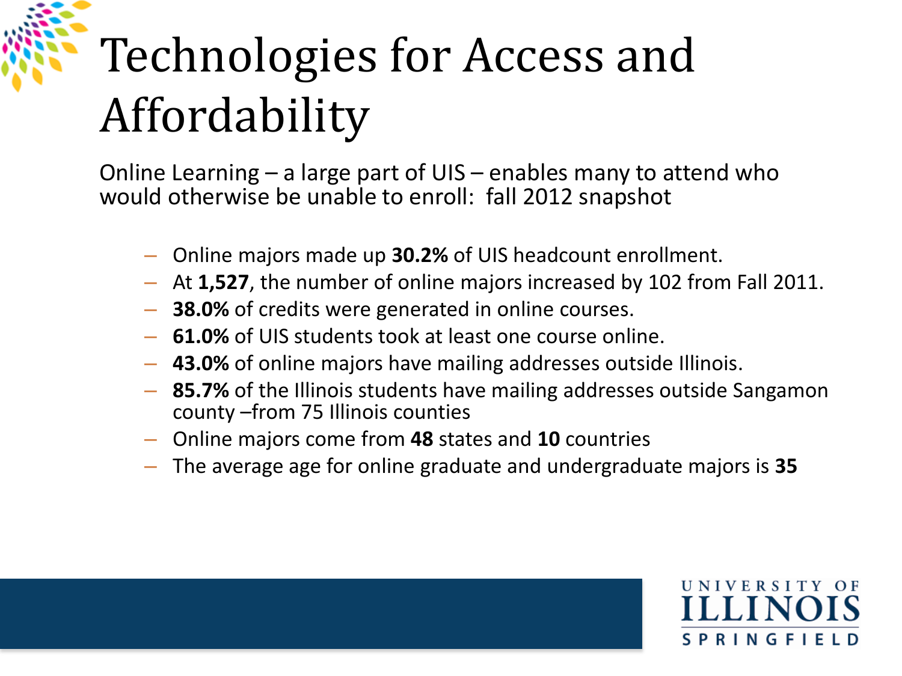# Technologies for Access and Affordability

Online Learning – a large part of UIS – enables many to attend who would otherwise be unable to enroll: fall 2012 snapshot

- Online majors made up **30.2%** of UIS headcount enrollment.
- At **1,527**, the number of online majors increased by 102 from Fall 2011.
- **38.0%** of credits were generated in online courses.
- **61.0%** of UIS students took at least one course online.
- **43.0%** of online majors have mailing addresses outside Illinois.
- **85.7%** of the Illinois students have mailing addresses outside Sangamon county –from 75 Illinois counties
- Online majors come from **48** states and **10** countries
- The average age for online graduate and undergraduate majors is **35**

UNIVERSITY OF ILLINOIS SPRINGFIELD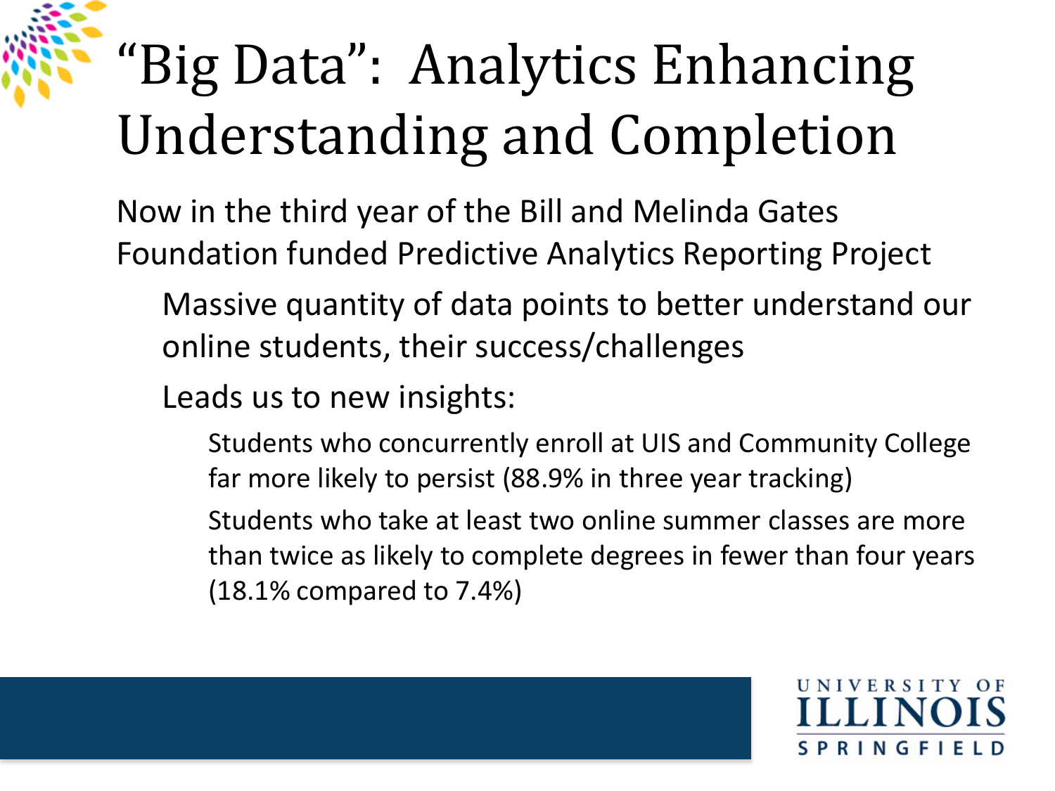# "Big Data": Analytics Enhancing Understanding and Completion

Now in the third year of the Bill and Melinda Gates Foundation funded Predictive Analytics Reporting Project

- Massive quantity of data points to better understand our online students, their success/challenges
- Leads us to new insights:
  - Students who concurrently enroll at UIS and Community College far more likely to persist (88.9% in three year tracking)
  - Students who take at least two online summer classes are more than twice as likely to complete degrees in fewer than four years (18.1% compared to 7.4%)

UNIVERSITY OF ILLINOIS SPRINGFIELD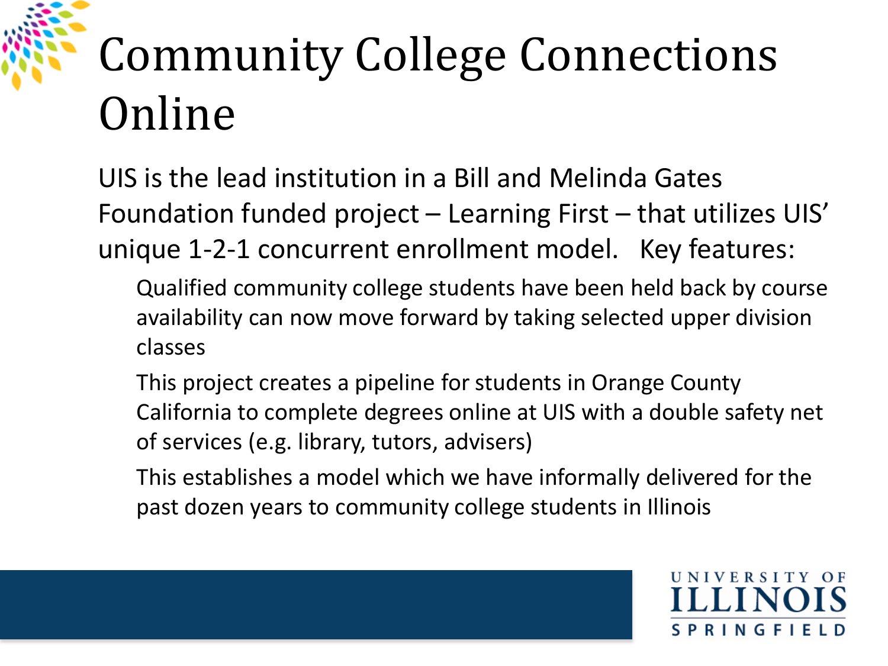# Community College Connections Online

UIS is the lead institution in a Bill and Melinda Gates Foundation funded project – Learning First – that utilizes UIS' unique 1-2-1 concurrent enrollment model. Key features:

- Qualified community college students have been held back by course availability can now move forward by taking selected upper division classes
- This project creates a pipeline for students in Orange County California to complete degrees online at UIS with a double safety net of services (e.g. library, tutors, advisers)
- This establishes a model which we have informally delivered for the past dozen years to community college students in Illinois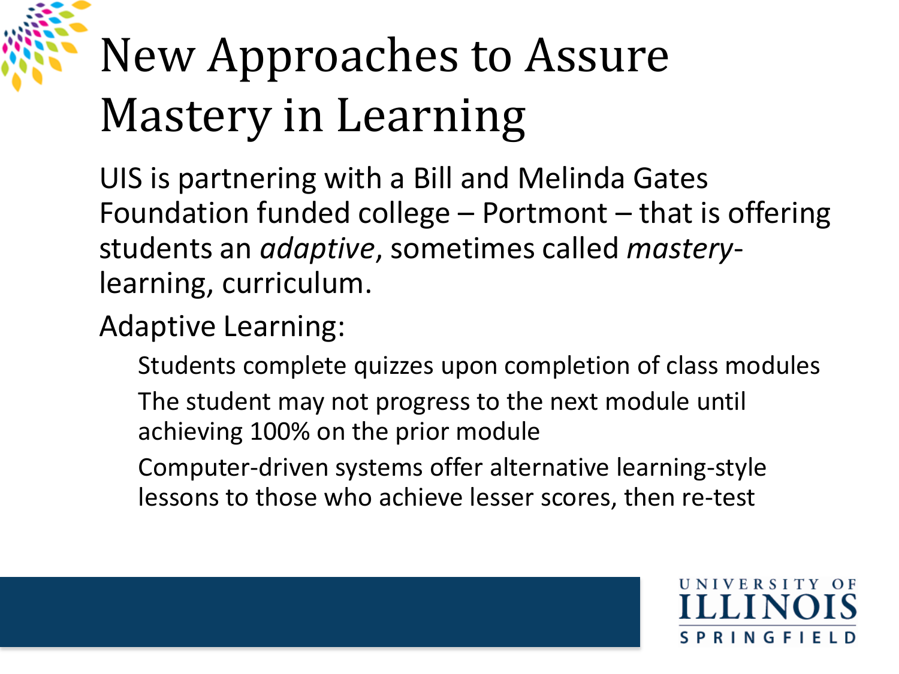# New Approaches to Assure Mastery in Learning

UIS is partnering with a Bill and Melinda Gates Foundation funded college – Portmont – that is offering students an *adaptive*, sometimes called *mastery*-learning, curriculum.

Adaptive Learning:

- Students complete quizzes upon completion of class modules
- The student may not progress to the next module until achieving 100% on the prior module
- Computer-driven systems offer alternative learning-style lessons to those who achieve lesser scores, then re-test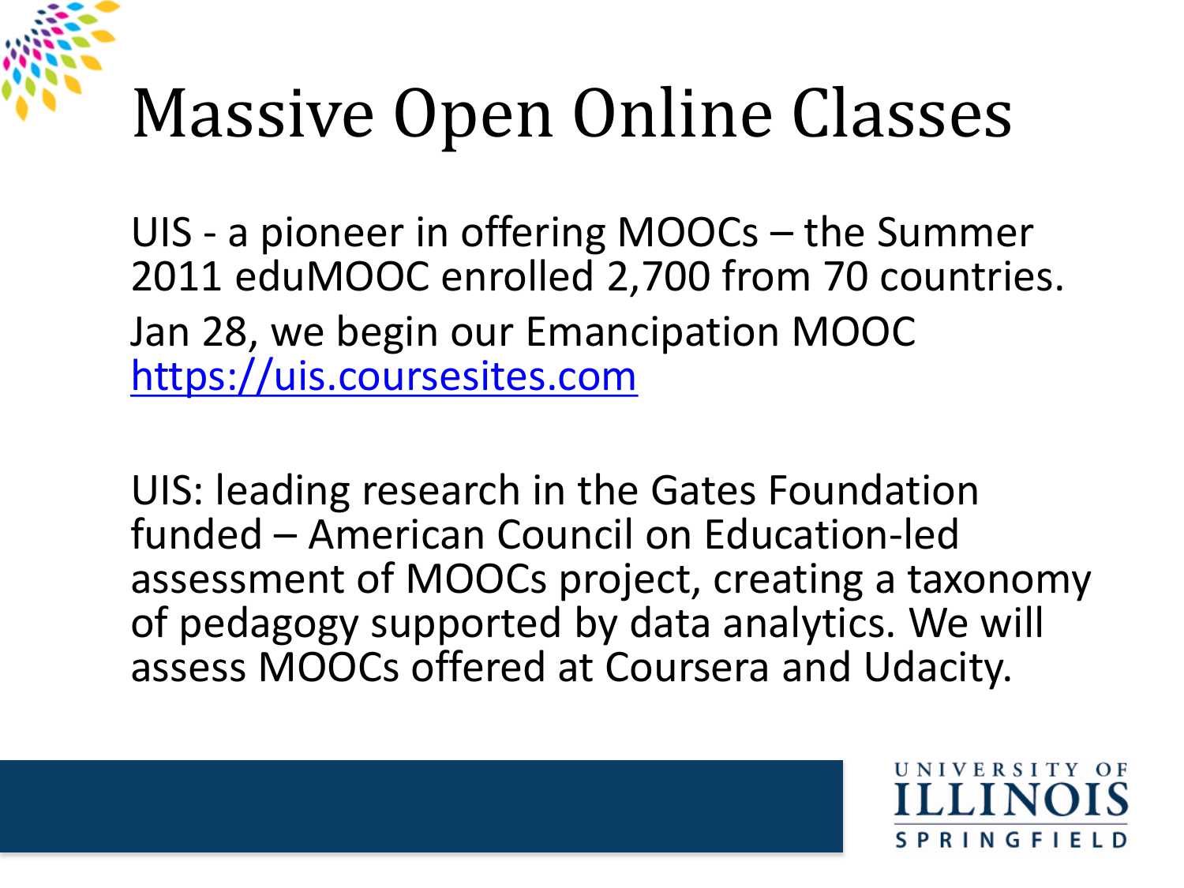# Massive Open Online Classes

UIS - a pioneer in offering MOOCs – the Summer 2011 eduMOOC enrolled 2,700 from 70 countries.

Jan 28, we begin our Emancipation MOOC https://uis.coursesites.com

UIS: leading research in the Gates Foundation funded – American Council on Education-led assessment of MOOCs project, creating a taxonomy of pedagogy supported by data analytics. We will assess MOOCs offered at Coursera and Udacity.

UNIVERSITY OF ILLINOIS SPRINGFIELD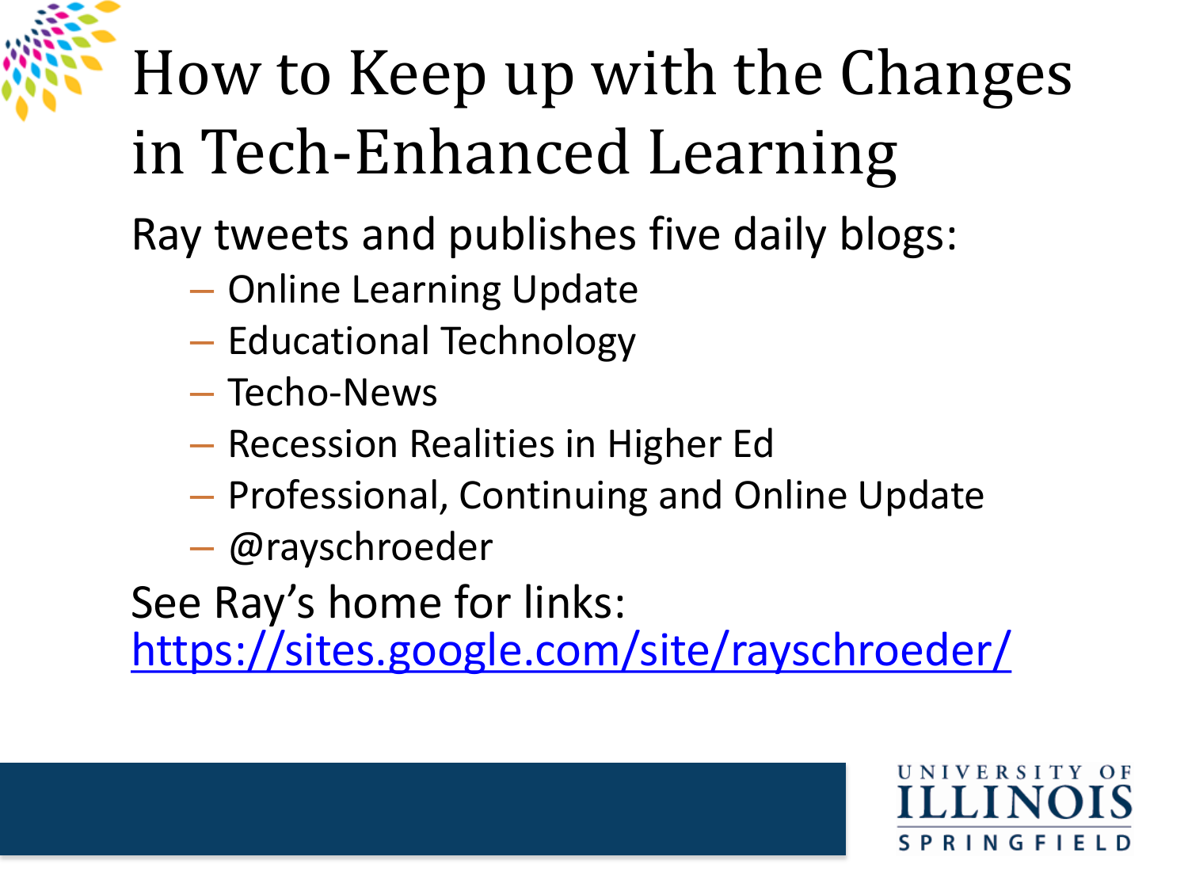# How to Keep up with the Changes in Tech-Enhanced Learning

Ray tweets and publishes five daily blogs:

- Online Learning Update
- Educational Technology
- Techo-News
- Recession Realities in Higher Ed
- Professional, Continuing and Online Update
- @rayschroeder

See Ray's home for links: [https://sites.google.com/site/rayschroeder/](https://sites.google.com/site/rayschroeder/)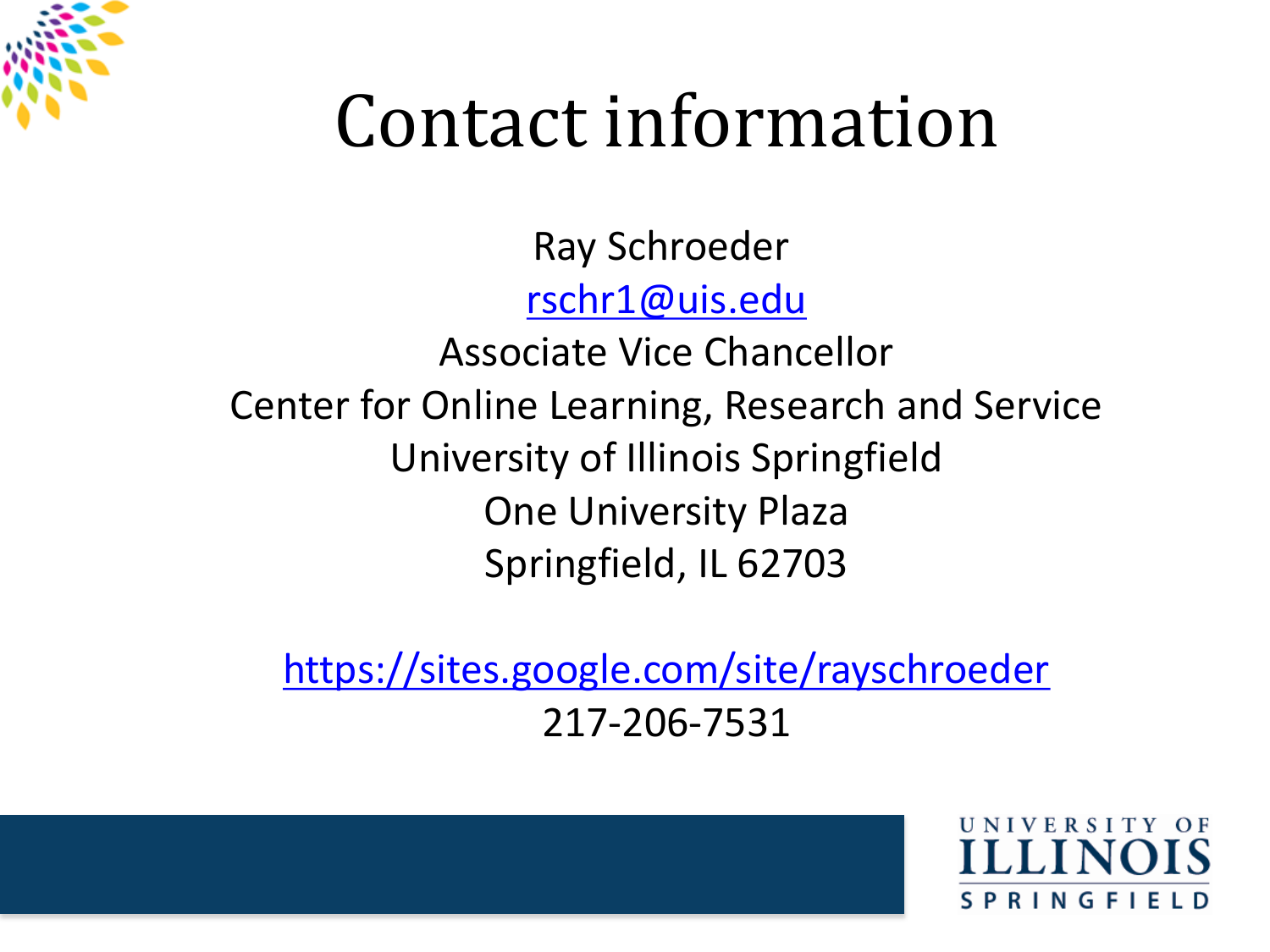# Contact information

Ray Schroeder
rschr1@uis.edu
Associate Vice Chancellor
Center for Online Learning, Research and Service
University of Illinois Springfield
One University Plaza
Springfield, IL 62703

https://sites.google.com/site/rayschroeder
217-206-7531